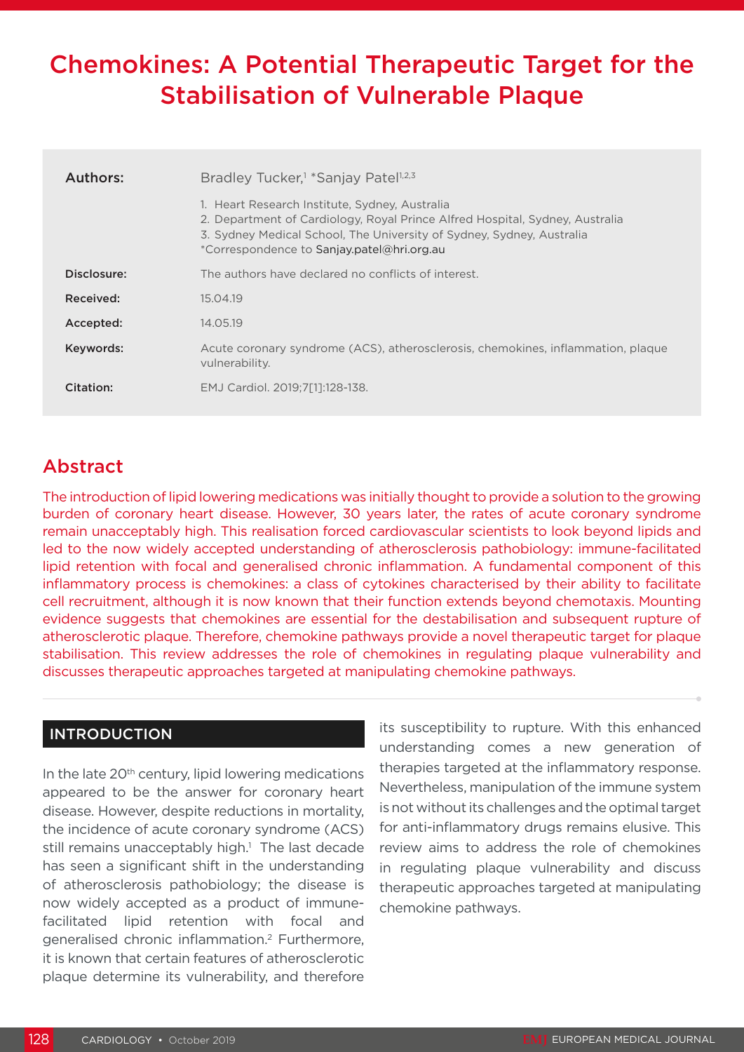# Chemokines: A Potential Therapeutic Target for the Stabilisation of Vulnerable Plaque

| | |
|---|---|
| **Authors:** | Bradley Tucker,[1] *Sanjay Patel[1,2,3] |
| | 1. Heart Research Institute, Sydney, Australia<br>2. Department of Cardiology, Royal Prince Alfred Hospital, Sydney, Australia<br>3. Sydney Medical School, The University of Sydney, Sydney, Australia<br>*Correspondence to Sanjay.patel@hri.org.au |
| **Disclosure:** | The authors have declared no conflicts of interest. |
| **Received:** | 15.04.19 |
| **Accepted:** | 14.05.19 |
| **Keywords:** | Acute coronary syndrome (ACS), atherosclerosis, chemokines, inflammation, plaque vulnerability. |
| **Citation:** | EMJ Cardiol. 2019;7[1]:128-138. |

## Abstract

The introduction of lipid lowering medications was initially thought to provide a solution to the growing burden of coronary heart disease. However, 30 years later, the rates of acute coronary syndrome remain unacceptably high. This realisation forced cardiovascular scientists to look beyond lipids and led to the now widely accepted understanding of atherosclerosis pathobiology: immune-facilitated lipid retention with focal and generalised chronic inflammation. A fundamental component of this inflammatory process is chemokines: a class of cytokines characterised by their ability to facilitate cell recruitment, although it is now known that their function extends beyond chemotaxis. Mounting evidence suggests that chemokines are essential for the destabilisation and subsequent rupture of atherosclerotic plaque. Therefore, chemokine pathways provide a novel therapeutic target for plaque stabilisation. This review addresses the role of chemokines in regulating plaque vulnerability and discusses therapeutic approaches targeted at manipulating chemokine pathways.

## INTRODUCTION

In the late 20th century, lipid lowering medications appeared to be the answer for coronary heart disease. However, despite reductions in mortality, the incidence of acute coronary syndrome (ACS) still remains unacceptably high.[1] The last decade has seen a significant shift in the understanding of atherosclerosis pathobiology; the disease is now widely accepted as a product of immune-facilitated lipid retention with focal and generalised chronic inflammation.[2] Furthermore, it is known that certain features of atherosclerotic plaque determine its vulnerability, and therefore its susceptibility to rupture. With this enhanced understanding comes a new generation of therapies targeted at the inflammatory response. Nevertheless, manipulation of the immune system is not without its challenges and the optimal target for anti-inflammatory drugs remains elusive. This review aims to address the role of chemokines in regulating plaque vulnerability and discuss therapeutic approaches targeted at manipulating chemokine pathways.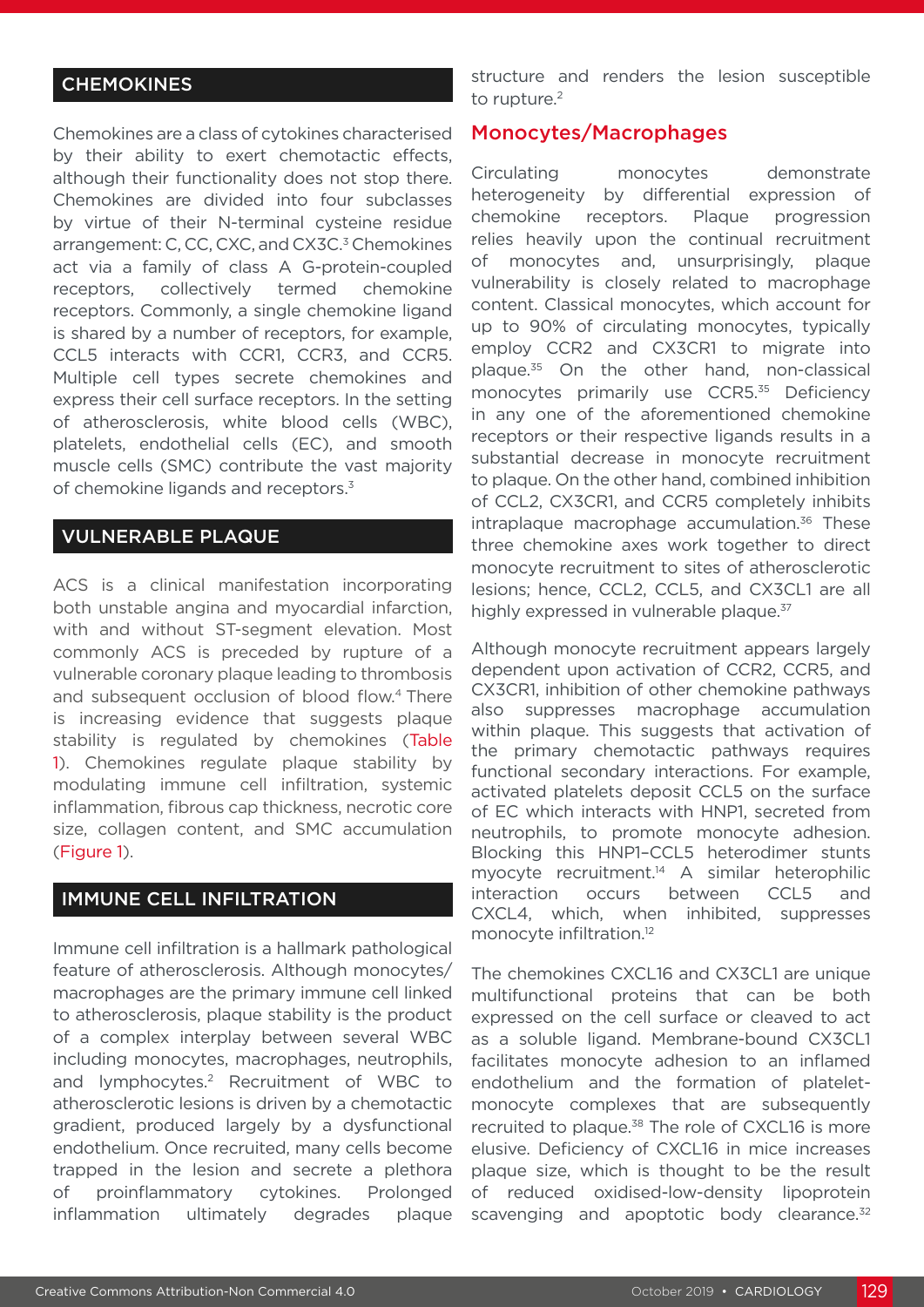## CHEMOKINES

Chemokines are a class of cytokines characterised by their ability to exert chemotactic effects, although their functionality does not stop there. Chemokines are divided into four subclasses by virtue of their N-terminal cysteine residue arrangement: C, CC, CXC, and CX3C.[3] Chemokines act via a family of class A G-protein-coupled receptors, collectively termed chemokine receptors. Commonly, a single chemokine ligand is shared by a number of receptors, for example, CCL5 interacts with CCR1, CCR3, and CCR5. Multiple cell types secrete chemokines and express their cell surface receptors. In the setting of atherosclerosis, white blood cells (WBC), platelets, endothelial cells (EC), and smooth muscle cells (SMC) contribute the vast majority of chemokine ligands and receptors.[3]

## VULNERABLE PLAQUE

ACS is a clinical manifestation incorporating both unstable angina and myocardial infarction, with and without ST-segment elevation. Most commonly ACS is preceded by rupture of a vulnerable coronary plaque leading to thrombosis and subsequent occlusion of blood flow.[4] There is increasing evidence that suggests plaque stability is regulated by chemokines (Table 1). Chemokines regulate plaque stability by modulating immune cell infiltration, systemic inflammation, fibrous cap thickness, necrotic core size, collagen content, and SMC accumulation (Figure 1).

## IMMUNE CELL INFILTRATION

Immune cell infiltration is a hallmark pathological feature of atherosclerosis. Although monocytes/macrophages are the primary immune cell linked to atherosclerosis, plaque stability is the product of a complex interplay between several WBC including monocytes, macrophages, neutrophils, and lymphocytes.[2] Recruitment of WBC to atherosclerotic lesions is driven by a chemotactic gradient, produced largely by a dysfunctional endothelium. Once recruited, many cells become trapped in the lesion and secrete a plethora of proinflammatory cytokines. Prolonged inflammation ultimately degrades plaque structure and renders the lesion susceptible to rupture.[2]

### Monocytes/Macrophages

Circulating monocytes demonstrate heterogeneity by differential expression of chemokine receptors. Plaque progression relies heavily upon the continual recruitment of monocytes and, unsurprisingly, plaque vulnerability is closely related to macrophage content. Classical monocytes, which account for up to 90% of circulating monocytes, typically employ CCR2 and CX3CR1 to migrate into plaque.[35] On the other hand, non-classical monocytes primarily use CCR5.[35] Deficiency in any one of the aforementioned chemokine receptors or their respective ligands results in a substantial decrease in monocyte recruitment to plaque. On the other hand, combined inhibition of CCL2, CX3CR1, and CCR5 completely inhibits intraplaque macrophage accumulation.[36] These three chemokine axes work together to direct monocyte recruitment to sites of atherosclerotic lesions; hence, CCL2, CCL5, and CX3CL1 are all highly expressed in vulnerable plaque.[37]

Although monocyte recruitment appears largely dependent upon activation of CCR2, CCR5, and CX3CR1, inhibition of other chemokine pathways also suppresses macrophage accumulation within plaque. This suggests that activation of the primary chemotactic pathways requires functional secondary interactions. For example, activated platelets deposit CCL5 on the surface of EC which interacts with HNP1, secreted from neutrophils, to promote monocyte adhesion. Blocking this HNP1–CCL5 heterodimer stunts myocyte recruitment.[14] A similar heterophilic interaction occurs between CCL5 and CXCL4, which, when inhibited, suppresses monocyte infiltration.[12]

The chemokines CXCL16 and CX3CL1 are unique multifunctional proteins that can be both expressed on the cell surface or cleaved to act as a soluble ligand. Membrane-bound CX3CL1 facilitates monocyte adhesion to an inflamed endothelium and the formation of platelet-monocyte complexes that are subsequently recruited to plaque.[38] The role of CXCL16 is more elusive. Deficiency of CXCL16 in mice increases plaque size, which is thought to be the result of reduced oxidised-low-density lipoprotein scavenging and apoptotic body clearance.[32]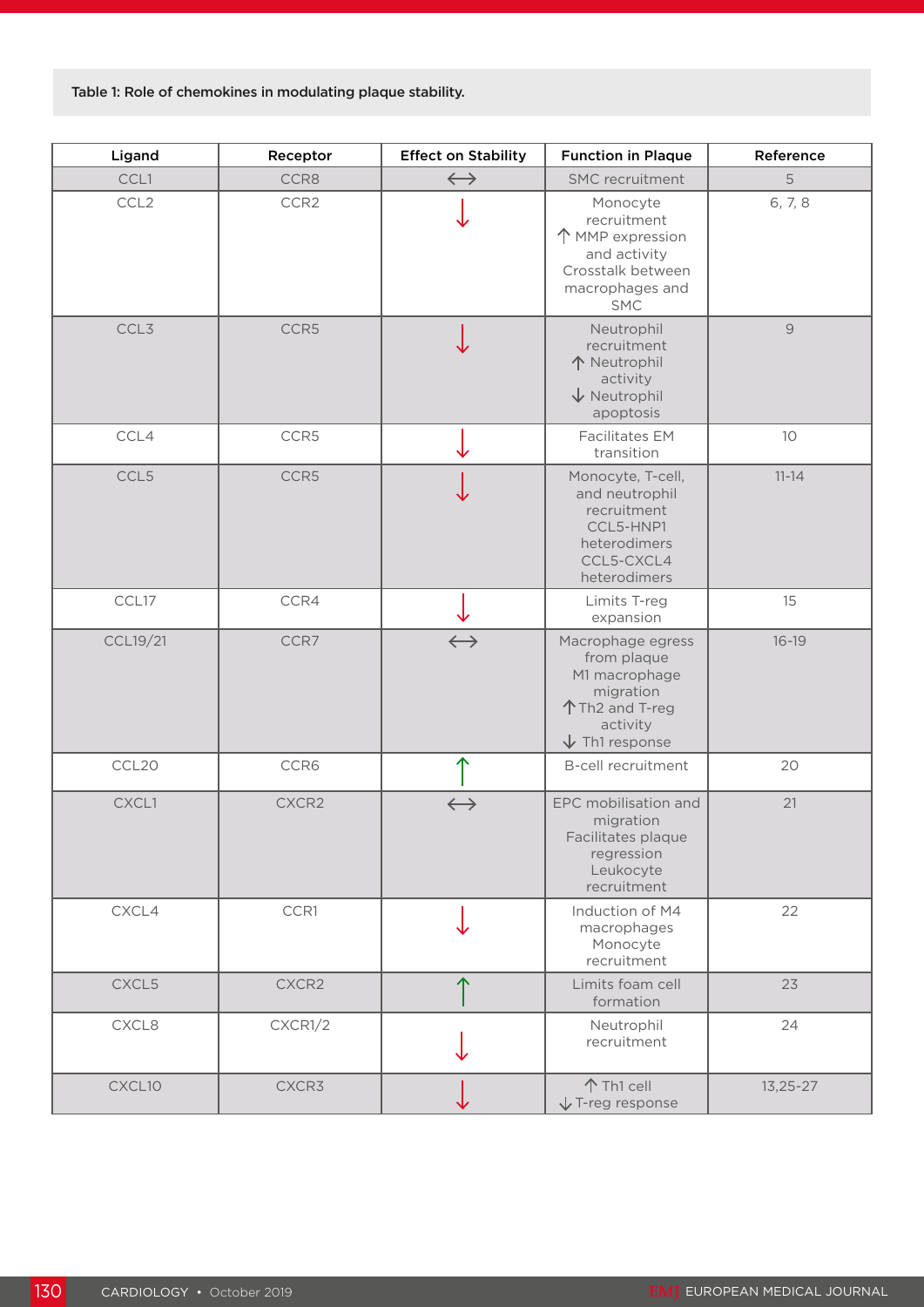Table 1: Role of chemokines in modulating plaque stability.

| Ligand | Receptor | Effect on Stability | Function in Plaque | Reference |
|---|---|---|---|---|
| CCL1 | CCR8 | ↔ | SMC recruitment | 5 |
| CCL2 | CCR2 | ↓ | Monocyte recruitment<br>↑ MMP expression and activity<br>Crosstalk between macrophages and SMC | 6, 7, 8 |
| CCL3 | CCR5 | ↓ | Neutrophil recruitment<br>↑ Neutrophil activity<br>↓ Neutrophil apoptosis | 9 |
| CCL4 | CCR5 | ↓ | Facilitates EM transition | 10 |
| CCL5 | CCR5 | ↓ | Monocyte, T-cell, and neutrophil recruitment<br>CCL5-HNP1 heterodimers<br>CCL5-CXCL4 heterodimers | 11-14 |
| CCL17 | CCR4 | ↓ | Limits T-reg expansion | 15 |
| CCL19/21 | CCR7 | ↔ | Macrophage egress from plaque<br>M1 macrophage migration<br>↑Th2 and T-reg activity<br>↓ Th1 response | 16-19 |
| CCL20 | CCR6 | ↑ | B-cell recruitment | 20 |
| CXCL1 | CXCR2 | ↔ | EPC mobilisation and migration<br>Facilitates plaque regression<br>Leukocyte recruitment | 21 |
| CXCL4 | CCR1 | ↓ | Induction of M4 macrophages<br>Monocyte recruitment | 22 |
| CXCL5 | CXCR2 | ↑ | Limits foam cell formation | 23 |
| CXCL8 | CXCR1/2 | ↓ | Neutrophil recruitment | 24 |
| CXCL10 | CXCR3 | ↓ | ↑ Th1 cell<br>↓T-reg response | 13,25-27 |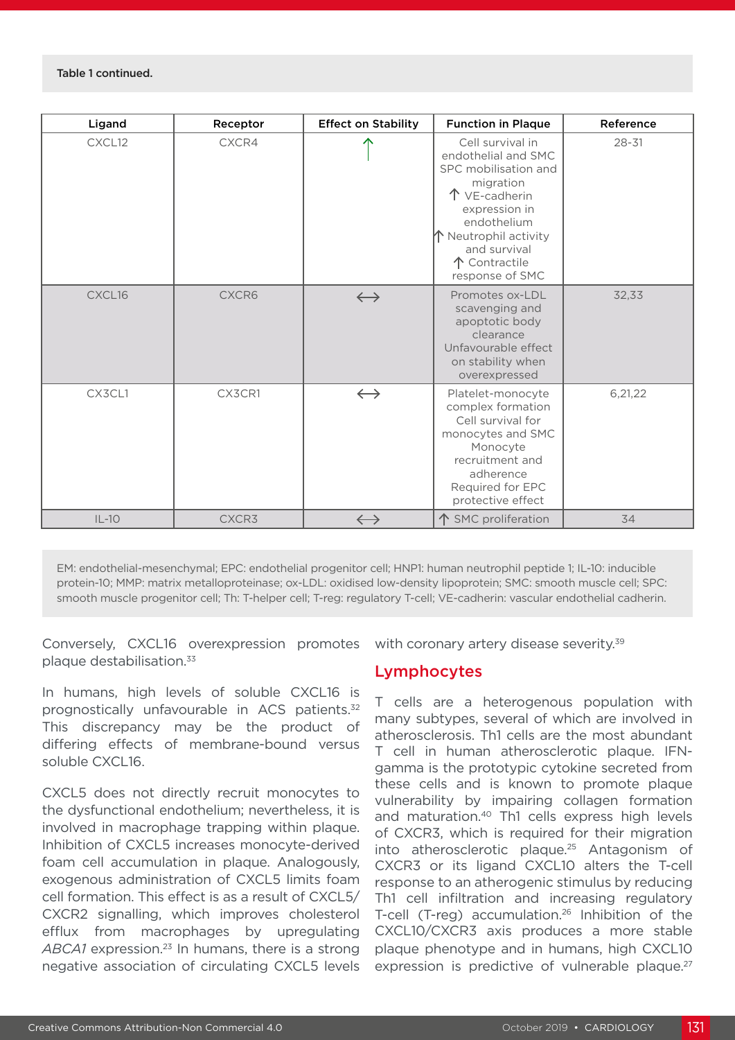Table 1 continued.

| Ligand | Receptor | Effect on Stability | Function in Plaque | Reference |
|---|---|---|---|---|
| CXCL12 | CXCR4 | ↑ | Cell survival in endothelial and SMC<br>SPC mobilisation and migration<br>↑ VE-cadherin expression in endothelium<br>↑ Neutrophil activity and survival<br>↑ Contractile response of SMC | 28-31 |
| CXCL16 | CXCR6 | ↔ | Promotes ox-LDL scavenging and apoptotic body clearance<br>Unfavourable effect on stability when overexpressed | 32,33 |
| CX3CL1 | CX3CR1 | ↔ | Platelet-monocyte complex formation<br>Cell survival for monocytes and SMC<br>Monocyte recruitment and adherence<br>Required for EPC protective effect | 6,21,22 |
| IL-10 | CXCR3 | ↔ | ↑ SMC proliferation | 34 |

EM: endothelial-mesenchymal; EPC: endothelial progenitor cell; HNP1: human neutrophil peptide 1; IL-10: inducible protein-10; MMP: matrix metalloproteinase; ox-LDL: oxidised low-density lipoprotein; SMC: smooth muscle cell; SPC: smooth muscle progenitor cell; Th: T-helper cell; T-reg: regulatory T-cell; VE-cadherin: vascular endothelial cadherin.

Conversely, CXCL16 overexpression promotes plaque destabilisation.[33]

In humans, high levels of soluble CXCL16 is prognostically unfavourable in ACS patients.[32] This discrepancy may be the product of differing effects of membrane-bound versus soluble CXCL16.

CXCL5 does not directly recruit monocytes to the dysfunctional endothelium; nevertheless, it is involved in macrophage trapping within plaque. Inhibition of CXCL5 increases monocyte-derived foam cell accumulation in plaque. Analogously, exogenous administration of CXCL5 limits foam cell formation. This effect is as a result of CXCL5/CXCR2 signalling, which improves cholesterol efflux from macrophages by upregulating *ABCA1* expression.[23] In humans, there is a strong negative association of circulating CXCL5 levels with coronary artery disease severity.[39]

## Lymphocytes

T cells are a heterogenous population with many subtypes, several of which are involved in atherosclerosis. Th1 cells are the most abundant T cell in human atherosclerotic plaque. IFN-gamma is the prototypic cytokine secreted from these cells and is known to promote plaque vulnerability by impairing collagen formation and maturation.[40] Th1 cells express high levels of CXCR3, which is required for their migration into atherosclerotic plaque.[25] Antagonism of CXCR3 or its ligand CXCL10 alters the T-cell response to an atherogenic stimulus by reducing Th1 cell infiltration and increasing regulatory T-cell (T-reg) accumulation.[26] Inhibition of the CXCL10/CXCR3 axis produces a more stable plaque phenotype and in humans, high CXCL10 expression is predictive of vulnerable plaque.[27]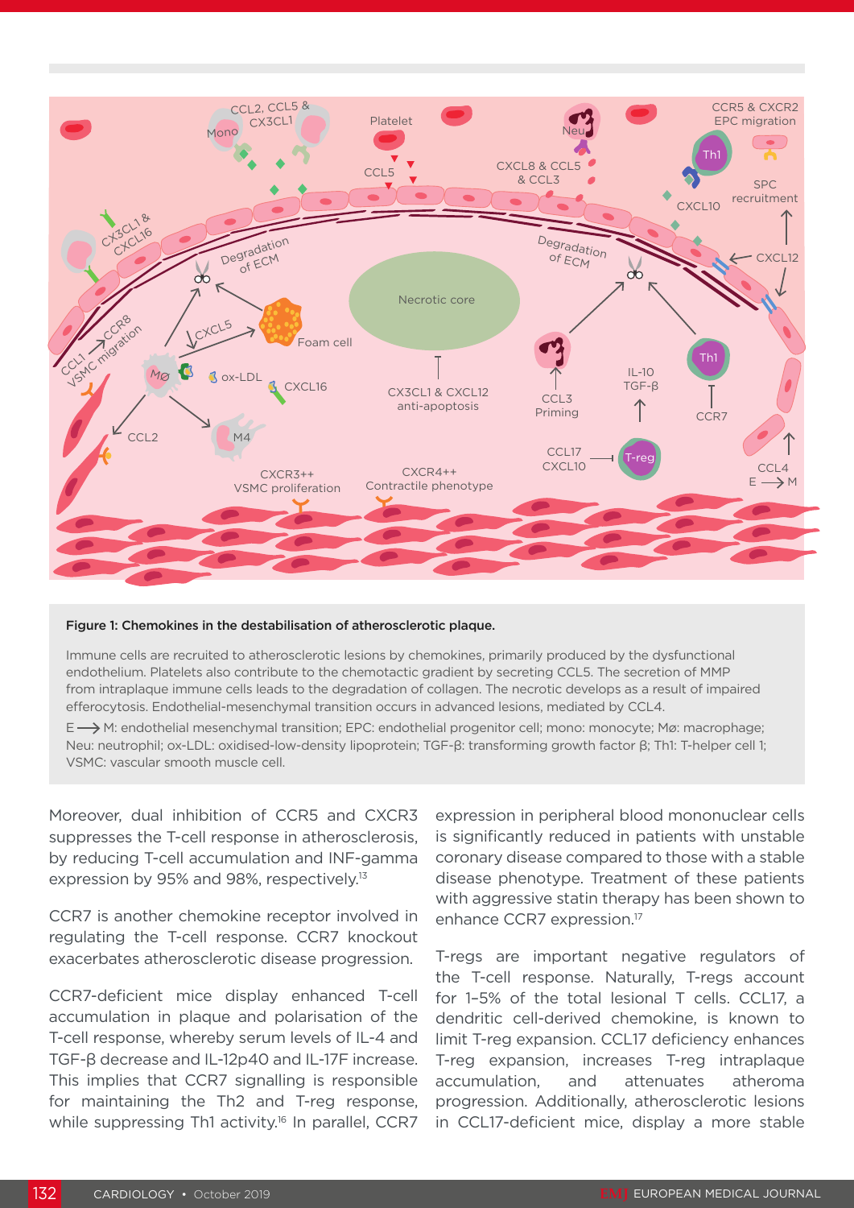**Figure 1: Chemokines in the destabilisation of atherosclerotic plaque.**

Immune cells are recruited to atherosclerotic lesions by chemokines, primarily produced by the dysfunctional endothelium. Platelets also contribute to the chemotactic gradient by secreting CCL5. The secretion of MMP from intraplaque immune cells leads to the degradation of collagen. The necrotic develops as a result of impaired efferocytosis. Endothelial-mesenchymal transition occurs in advanced lesions, mediated by CCL4.

E ⟶ M: endothelial mesenchymal transition; EPC: endothelial progenitor cell; mono: monocyte; Mø: macrophage; Neu: neutrophil; ox-LDL: oxidised-low-density lipoprotein; TGF-β: transforming growth factor β; Th1: T-helper cell 1; VSMC: vascular smooth muscle cell.

Moreover, dual inhibition of CCR5 and CXCR3 suppresses the T-cell response in atherosclerosis, by reducing T-cell accumulation and INF-gamma expression by 95% and 98%, respectively.[13]

CCR7 is another chemokine receptor involved in regulating the T-cell response. CCR7 knockout exacerbates atherosclerotic disease progression.

CCR7-deficient mice display enhanced T-cell accumulation in plaque and polarisation of the T-cell response, whereby serum levels of IL-4 and TGF-β decrease and IL-12p40 and IL-17F increase. This implies that CCR7 signalling is responsible for maintaining the Th2 and T-reg response, while suppressing Th1 activity.[16] In parallel, CCR7 expression in peripheral blood mononuclear cells is significantly reduced in patients with unstable coronary disease compared to those with a stable disease phenotype. Treatment of these patients with aggressive statin therapy has been shown to enhance CCR7 expression.[17]

T-regs are important negative regulators of the T-cell response. Naturally, T-regs account for 1–5% of the total lesional T cells. CCL17, a dendritic cell-derived chemokine, is known to limit T-reg expansion. CCL17 deficiency enhances T-reg expansion, increases T-reg intraplaque accumulation, and attenuates atheroma progression. Additionally, atherosclerotic lesions in CCL17-deficient mice, display a more stable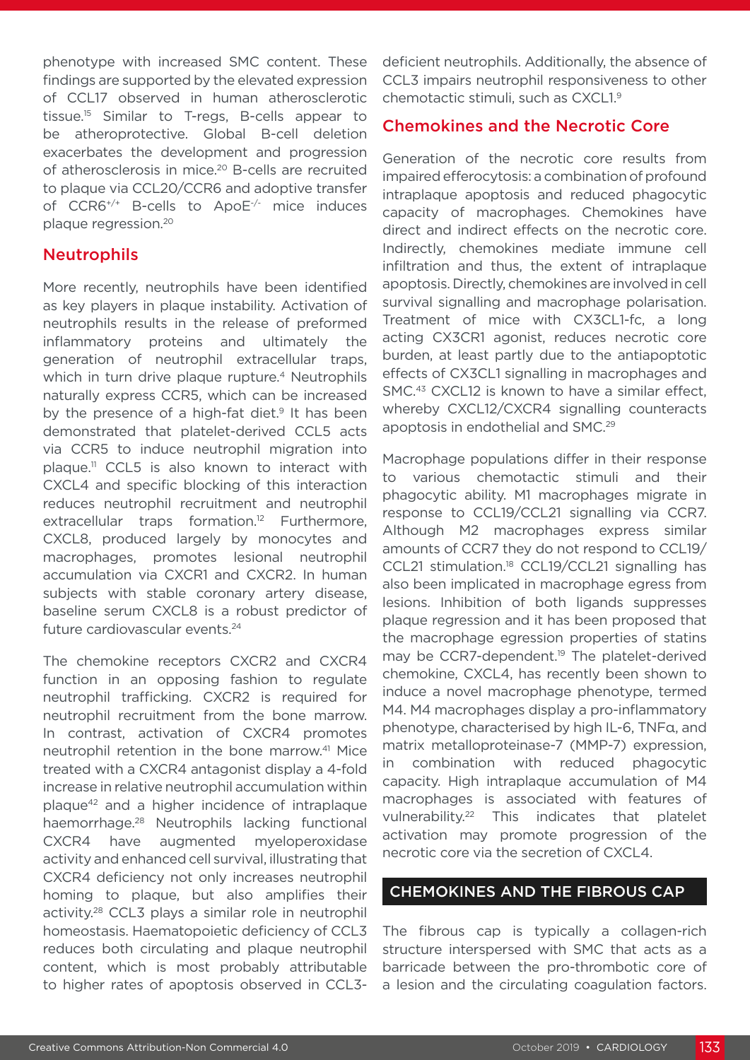phenotype with increased SMC content. These findings are supported by the elevated expression of CCL17 observed in human atherosclerotic tissue.[15] Similar to T-regs, B-cells appear to be atheroprotective. Global B-cell deletion exacerbates the development and progression of atherosclerosis in mice.[20] B-cells are recruited to plaque via CCL20/CCR6 and adoptive transfer of $CCR6^{+/+}$ B-cells to $ApoE^{-/-}$ mice induces plaque regression.[20]

### Neutrophils

More recently, neutrophils have been identified as key players in plaque instability. Activation of neutrophils results in the release of preformed inflammatory proteins and ultimately the generation of neutrophil extracellular traps, which in turn drive plaque rupture.[4] Neutrophils naturally express CCR5, which can be increased by the presence of a high-fat diet.[9] It has been demonstrated that platelet-derived CCL5 acts via CCR5 to induce neutrophil migration into plaque.[11] CCL5 is also known to interact with CXCL4 and specific blocking of this interaction reduces neutrophil recruitment and neutrophil extracellular traps formation.[12] Furthermore, CXCL8, produced largely by monocytes and macrophages, promotes lesional neutrophil accumulation via CXCR1 and CXCR2. In human subjects with stable coronary artery disease, baseline serum CXCL8 is a robust predictor of future cardiovascular events.[24]

The chemokine receptors CXCR2 and CXCR4 function in an opposing fashion to regulate neutrophil trafficking. CXCR2 is required for neutrophil recruitment from the bone marrow. In contrast, activation of CXCR4 promotes neutrophil retention in the bone marrow.[41] Mice treated with a CXCR4 antagonist display a 4-fold increase in relative neutrophil accumulation within plaque[42] and a higher incidence of intraplaque haemorrhage.[28] Neutrophils lacking functional CXCR4 have augmented myeloperoxidase activity and enhanced cell survival, illustrating that CXCR4 deficiency not only increases neutrophil homing to plaque, but also amplifies their activity.[28] CCL3 plays a similar role in neutrophil homeostasis. Haematopoietic deficiency of CCL3 reduces both circulating and plaque neutrophil content, which is most probably attributable to higher rates of apoptosis observed in CCL3-deficient neutrophils. Additionally, the absence of CCL3 impairs neutrophil responsiveness to other chemotactic stimuli, such as CXCL1.[9]

### Chemokines and the Necrotic Core

Generation of the necrotic core results from impaired efferocytosis: a combination of profound intraplaque apoptosis and reduced phagocytic capacity of macrophages. Chemokines have direct and indirect effects on the necrotic core. Indirectly, chemokines mediate immune cell infiltration and thus, the extent of intraplaque apoptosis. Directly, chemokines are involved in cell survival signalling and macrophage plaque polarisation. Treatment of mice with CX3CL1-fc, a long acting CX3CR1 agonist, reduces necrotic core burden, at least partly due to the antiapoptotic effects of CX3CL1 signalling in macrophages and SMC.[43] CXCL12 is known to have a similar effect, whereby CXCL12/CXCR4 signalling counteracts apoptosis in endothelial and SMC.[29]

Macrophage populations differ in their response to various chemotactic stimuli and their phagocytic ability. M1 macrophages migrate in response to CCL19/CCL21 signalling via CCR7. Although M2 macrophages express similar amounts of CCR7 they do not respond to CCL19/CCL21 stimulation.[18] CCL19/CCL21 signalling has also been implicated in macrophage egress from lesions. Inhibition of both ligands suppresses plaque regression and it has been proposed that the macrophage egression properties of statins may be CCR7-dependent.[19] The platelet-derived chemokine, CXCL4, has recently been shown to induce a novel macrophage phenotype, termed M4. M4 macrophages display a pro-inflammatory phenotype, characterised by high IL-6, TNFα, and matrix metalloproteinase-7 (MMP-7) expression, in combination with reduced phagocytic capacity. High intraplaque accumulation of M4 macrophages is associated with features of vulnerability.[22] This indicates that platelet activation may promote progression of the necrotic core via the secretion of CXCL4.

## CHEMOKINES AND THE FIBROUS CAP

The fibrous cap is typically a collagen-rich structure interspersed with SMC that acts as a barricade between the pro-thrombotic core of a lesion and the circulating coagulation factors.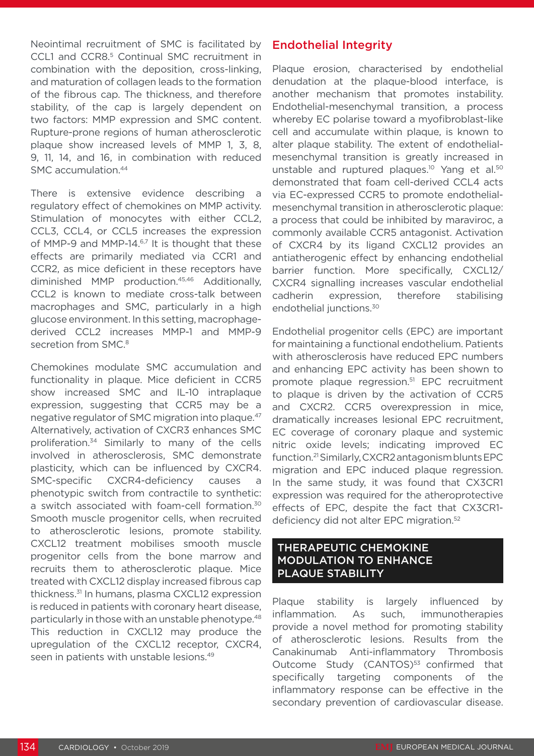Neointimal recruitment of SMC is facilitated by CCL1 and CCR8.[5] Continual SMC recruitment in combination with the deposition, cross-linking, and maturation of collagen leads to the formation of the fibrous cap. The thickness, and therefore stability, of the cap is largely dependent on two factors: MMP expression and SMC content. Rupture-prone regions of human atherosclerotic plaque show increased levels of MMP 1, 3, 8, 9, 11, 14, and 16, in combination with reduced SMC accumulation.[44]

There is extensive evidence describing a regulatory effect of chemokines on MMP activity. Stimulation of monocytes with either CCL2, CCL3, CCL4, or CCL5 increases the expression of MMP-9 and MMP-14.[6,7] It is thought that these effects are primarily mediated via CCR1 and CCR2, as mice deficient in these receptors have diminished MMP production.[45,46] Additionally, CCL2 is known to mediate cross-talk between macrophages and SMC, particularly in a high glucose environment. In this setting, macrophage-derived CCL2 increases MMP-1 and MMP-9 secretion from SMC.[8]

Chemokines modulate SMC accumulation and functionality in plaque. Mice deficient in CCR5 show increased SMC and IL-10 intraplaque expression, suggesting that CCR5 may be a negative regulator of SMC migration into plaque.[47] Alternatively, activation of CXCR3 enhances SMC proliferation.[34] Similarly to many of the cells involved in atherosclerosis, SMC demonstrate plasticity, which can be influenced by CXCR4. SMC-specific CXCR4-deficiency causes a phenotypic switch from contractile to synthetic: a switch associated with foam-cell formation.[30] Smooth muscle progenitor cells, when recruited to atherosclerotic lesions, promote stability. CXCL12 treatment mobilises smooth muscle progenitor cells from the bone marrow and recruits them to atherosclerotic plaque. Mice treated with CXCL12 display increased fibrous cap thickness.[31] In humans, plasma CXCL12 expression is reduced in patients with coronary heart disease, particularly in those with an unstable phenotype.[48] This reduction in CXCL12 may produce the upregulation of the CXCL12 receptor, CXCR4, seen in patients with unstable lesions.[49]

## Endothelial Integrity

Plaque erosion, characterised by endothelial denudation at the plaque-blood interface, is another mechanism that promotes instability. Endothelial-mesenchymal transition, a process whereby EC polarise toward a myofibroblast-like cell and accumulate within plaque, is known to alter plaque stability. The extent of endothelial-mesenchymal transition is greatly increased in unstable and ruptured plaques.[10] Yang et al.[50] demonstrated that foam cell-derived CCL4 acts via EC-expressed CCR5 to promote endothelial-mesenchymal transition in atherosclerotic plaque: a process that could be inhibited by maraviroc, a commonly available CCR5 antagonist. Activation of CXCR4 by its ligand CXCL12 provides an antiatherogenic effect by enhancing endothelial barrier function. More specifically, CXCL12/CXCR4 signalling increases vascular endothelial cadherin expression, therefore stabilising endothelial junctions.[30]

Endothelial progenitor cells (EPC) are important for maintaining a functional endothelium. Patients with atherosclerosis have reduced EPC numbers and enhancing EPC activity has shown to promote plaque regression.[51] EPC recruitment to plaque is driven by the activation of CCR5 and CXCR2. CCR5 overexpression in mice, dramatically increases lesional EPC recruitment, EC coverage of coronary plaque and systemic nitric oxide levels; indicating improved EC function.[21] Similarly, CXCR2 antagonism blunts EPC migration and EPC induced plaque regression. In the same study, it was found that CX3CR1 expression was required for the atheroprotective effects of EPC, despite the fact that CX3CR1-deficiency did not alter EPC migration.[52]

## THERAPEUTIC CHEMOKINE MODULATION TO ENHANCE PLAQUE STABILITY

Plaque stability is largely influenced by inflammation. As such, immunotherapies provide a novel method for promoting stability of atherosclerotic lesions. Results from the Canakinumab Anti-inflammatory Thrombosis Outcome Study (CANTOS)[53] confirmed that specifically targeting components of the inflammatory response can be effective in the secondary prevention of cardiovascular disease.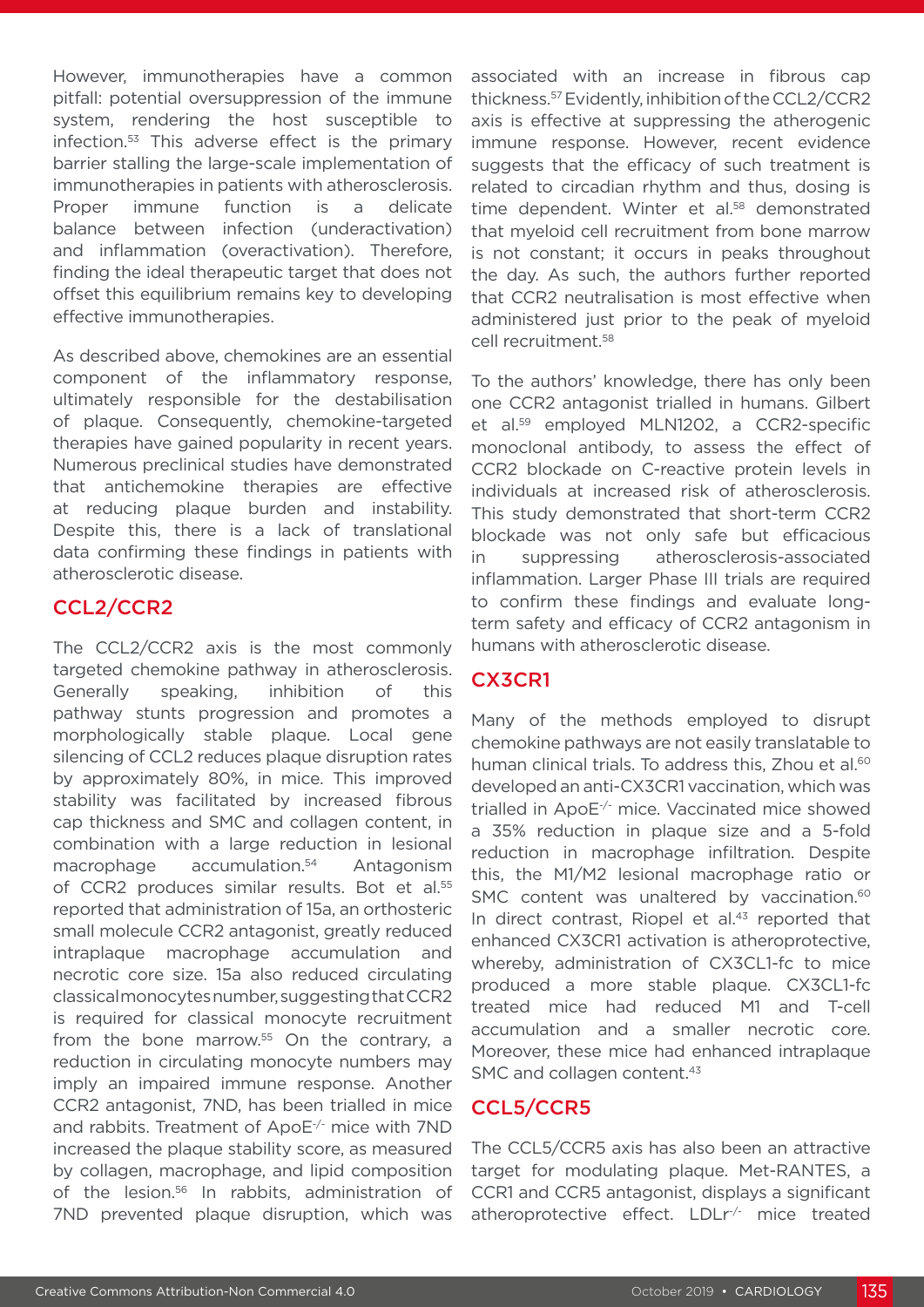However, immunotherapies have a common pitfall: potential oversuppression of the immune system, rendering the host susceptible to infection.[53] This adverse effect is the primary barrier stalling the large-scale implementation of immunotherapies in patients with atherosclerosis. Proper immune function is a delicate balance between infection (underactivation) and inflammation (overactivation). Therefore, finding the ideal therapeutic target that does not offset this equilibrium remains key to developing effective immunotherapies.

As described above, chemokines are an essential component of the inflammatory response, ultimately responsible for the destabilisation of plaque. Consequently, chemokine-targeted therapies have gained popularity in recent years. Numerous preclinical studies have demonstrated that antichemokine therapies are effective at reducing plaque burden and instability. Despite this, there is a lack of translational data confirming these findings in patients with atherosclerotic disease.

## CCL2/CCR2

The CCL2/CCR2 axis is the most commonly targeted chemokine pathway in atherosclerosis. Generally speaking, inhibition of this pathway stunts progression and promotes a morphologically stable plaque. Local gene silencing of CCL2 reduces plaque disruption rates by approximately 80%, in mice. This improved stability was facilitated by increased fibrous cap thickness and SMC and collagen content, in combination with a large reduction in lesional macrophage accumulation.[54] Antagonism of CCR2 produces similar results. Bot et al.[55] reported that administration of 15a, an orthosteric small molecule CCR2 antagonist, greatly reduced intraplaque macrophage accumulation and necrotic core size. 15a also reduced circulating classical monocytes number, suggesting that CCR2 is required for classical monocyte recruitment from the bone marrow.[55] On the contrary, a reduction in circulating monocyte numbers may imply an impaired immune response. Another CCR2 antagonist, 7ND, has been trialled in mice and rabbits. Treatment of ApoE$^{-/-}$ mice with 7ND increased the plaque stability score, as measured by collagen, macrophage, and lipid composition of the lesion.[56] In rabbits, administration of 7ND prevented plaque disruption, which was associated with an increase in fibrous cap thickness.[57] Evidently, inhibition of the CCL2/CCR2 axis is effective at suppressing the atherogenic immune response. However, recent evidence suggests that the efficacy of such treatment is related to circadian rhythm and thus, dosing is time dependent. Winter et al.[58] demonstrated that myeloid cell recruitment from bone marrow is not constant; it occurs in peaks throughout the day. As such, the authors further reported that CCR2 neutralisation is most effective when administered just prior to the peak of myeloid cell recruitment.[58]

To the authors' knowledge, there has only been one CCR2 antagonist trialled in humans. Gilbert et al.[59] employed MLN1202, a CCR2-specific monoclonal antibody, to assess the effect of CCR2 blockade on C-reactive protein levels in individuals at increased risk of atherosclerosis. This study demonstrated that short-term CCR2 blockade was not only safe but efficacious in suppressing atherosclerosis-associated inflammation. Larger Phase III trials are required to confirm these findings and evaluate long-term safety and efficacy of CCR2 antagonism in humans with atherosclerotic disease.

## CX3CR1

Many of the methods employed to disrupt chemokine pathways are not easily translatable to human clinical trials. To address this, Zhou et al.[60] developed an anti-CX3CR1 vaccination, which was trialled in ApoE$^{-/-}$ mice. Vaccinated mice showed a 35% reduction in plaque size and a 5-fold reduction in macrophage infiltration. Despite this, the M1/M2 lesional macrophage ratio or SMC content was unaltered by vaccination.[60] In direct contrast, Riopel et al.[43] reported that enhanced CX3CR1 activation is atheroprotective, whereby, administration of CX3CL1-fc to mice produced a more stable plaque. CX3CL1-fc treated mice had reduced M1 and T-cell accumulation and a smaller necrotic core. Moreover, these mice had enhanced intraplaque SMC and collagen content.[43]

## CCL5/CCR5

The CCL5/CCR5 axis has also been an attractive target for modulating plaque. Met-RANTES, a CCR1 and CCR5 antagonist, displays a significant atheroprotective effect. LDLr$^{-/-}$ mice treated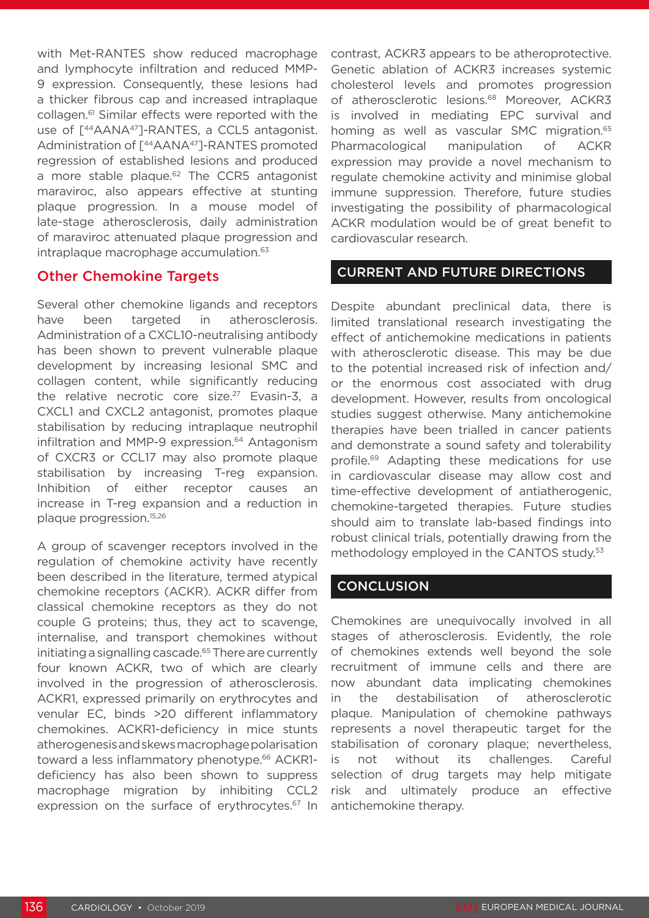with Met-RANTES show reduced macrophage and lymphocyte infiltration and reduced MMP-9 expression. Consequently, these lesions had a thicker fibrous cap and increased intraplaque collagen.[61] Similar effects were reported with the use of [$^{44}$AANA$^{47}$]-RANTES, a CCL5 antagonist. Administration of [$^{44}$AANA$^{47}$]-RANTES promoted regression of established lesions and produced a more stable plaque.[62] The CCR5 antagonist maraviroc, also appears effective at stunting plaque progression. In a mouse model of late-stage atherosclerosis, daily administration of maraviroc attenuated plaque progression and intraplaque macrophage accumulation.[63]

### Other Chemokine Targets

Several other chemokine ligands and receptors have been targeted in atherosclerosis. Administration of a CXCL10-neutralising antibody has been shown to prevent vulnerable plaque development by increasing lesional SMC and collagen content, while significantly reducing the relative necrotic core size.[27] Evasin-3, a CXCL1 and CXCL2 antagonist, promotes plaque stabilisation by reducing intraplaque neutrophil infiltration and MMP-9 expression.[64] Antagonism of CXCR3 or CCL17 may also promote plaque stabilisation by increasing T-reg expansion. Inhibition of either receptor causes an increase in T-reg expansion and a reduction in plaque progression.[15,26]

A group of scavenger receptors involved in the regulation of chemokine activity have recently been described in the literature, termed atypical chemokine receptors (ACKR). ACKR differ from classical chemokine receptors as they do not couple G proteins; thus, they act to scavenge, internalise, and transport chemokines without initiating a signalling cascade.[65] There are currently four known ACKR, two of which are clearly involved in the progression of atherosclerosis. ACKR1, expressed primarily on erythrocytes and venular EC, binds >20 different inflammatory chemokines. ACKR1-deficiency in mice stunts atherogenesis and skews macrophage polarisation toward a less inflammatory phenotype.[66] ACKR1-deficiency has also been shown to suppress macrophage migration by inhibiting CCL2 expression on the surface of erythrocytes.[67] In contrast, ACKR3 appears to be atheroprotective. Genetic ablation of ACKR3 increases systemic cholesterol levels and promotes progression of atherosclerotic lesions.[68] Moreover, ACKR3 is involved in mediating EPC survival and homing as well as vascular SMC migration.[65] Pharmacological manipulation of ACKR expression may provide a novel mechanism to regulate chemokine activity and minimise global immune suppression. Therefore, future studies investigating the possibility of pharmacological ACKR modulation would be of great benefit to cardiovascular research.

## CURRENT AND FUTURE DIRECTIONS

Despite abundant preclinical data, there is limited translational research investigating the effect of antichemokine medications in patients with atherosclerotic disease. This may be due to the potential increased risk of infection and/or the enormous cost associated with drug development. However, results from oncological studies suggest otherwise. Many antichemokine therapies have been trialled in cancer patients and demonstrate a sound safety and tolerability profile.[69] Adapting these medications for use in cardiovascular disease may allow cost and time-effective development of antiatherogenic, chemokine-targeted therapies. Future studies should aim to translate lab-based findings into robust clinical trials, potentially drawing from the methodology employed in the CANTOS study.[53]

## CONCLUSION

Chemokines are unequivocally involved in all stages of atherosclerosis. Evidently, the role of chemokines extends well beyond the sole recruitment of immune cells and there are now abundant data implicating chemokines in the destabilisation of atherosclerotic plaque. Manipulation of chemokine pathways represents a novel therapeutic target for the stabilisation of coronary plaque; nevertheless, is not without its challenges. Careful selection of drug targets may help mitigate risk and ultimately produce an effective antichemokine therapy.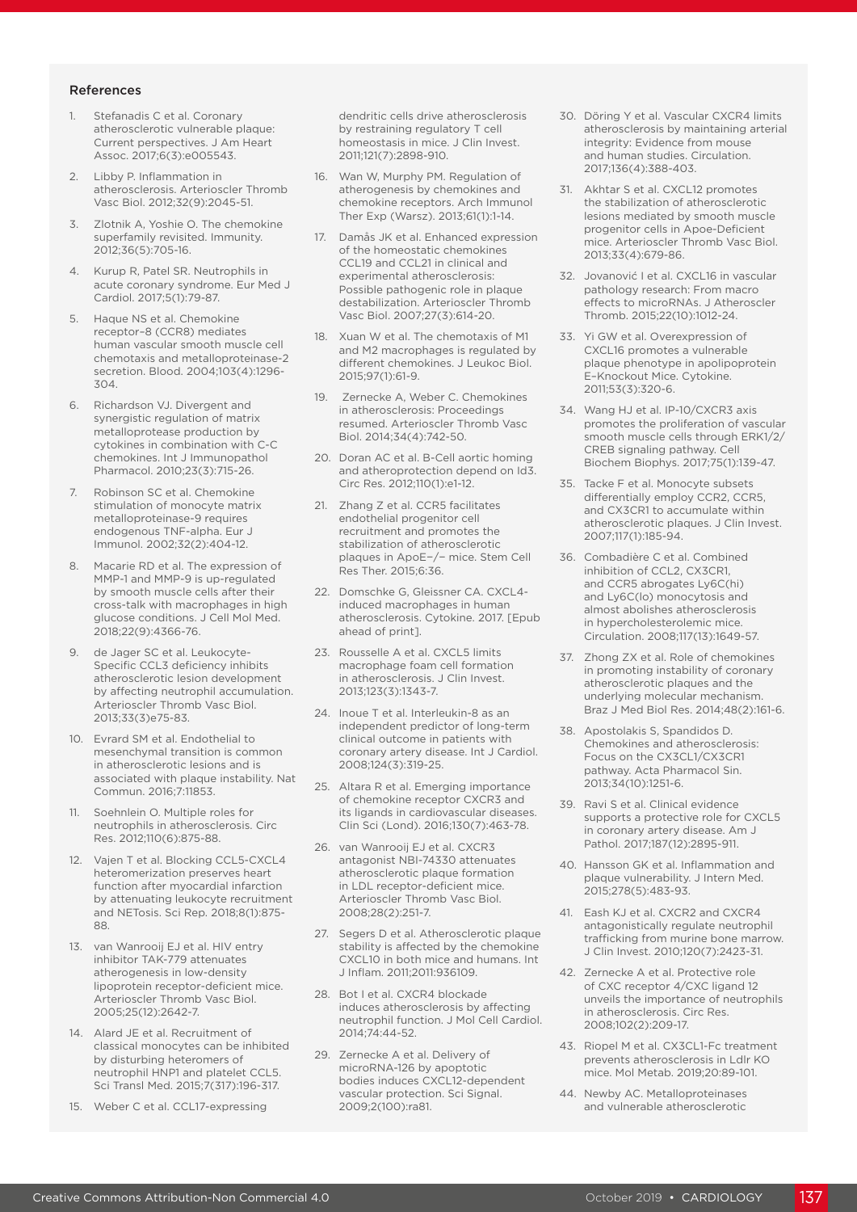## References

1. Stefanadis C et al. Coronary atherosclerotic vulnerable plaque: Current perspectives. J Am Heart Assoc. 2017;6(3):e005543.
2. Libby P. Inflammation in atherosclerosis. Arterioscler Thromb Vasc Biol. 2012;32(9):2045-51.
3. Zlotnik A, Yoshie O. The chemokine superfamily revisited. Immunity. 2012;36(5):705-16.
4. Kurup R, Patel SR. Neutrophils in acute coronary syndrome. Eur Med J Cardiol. 2017;5(1):79-87.
5. Haque NS et al. Chemokine receptor–8 (CCR8) mediates human vascular smooth muscle cell chemotaxis and metalloproteinase-2 secretion. Blood. 2004;103(4):1296-304.
6. Richardson VJ. Divergent and synergistic regulation of matrix metalloprotease production by cytokines in combination with C-C chemokines. Int J Immunopathol Pharmacol. 2010;23(3):715-26.
7. Robinson SC et al. Chemokine stimulation of monocyte matrix metalloproteinase-9 requires endogenous TNF-alpha. Eur J Immunol. 2002;32(2):404-12.
8. Macarie RD et al. The expression of MMP-1 and MMP-9 is up-regulated by smooth muscle cells after their cross-talk with macrophages in high glucose conditions. J Cell Mol Med. 2018;22(9):4366-76.
9. de Jager SC et al. Leukocyte-Specific CCL3 deficiency inhibits atherosclerotic lesion development by affecting neutrophil accumulation. Arterioscler Thromb Vasc Biol. 2013;33(3)e75-83.
10. Evrard SM et al. Endothelial to mesenchymal transition is common in atherosclerotic lesions and is associated with plaque instability. Nat Commun. 2016;7:11853.
11. Soehnlein O. Multiple roles for neutrophils in atherosclerosis. Circ Res. 2012;110(6):875-88.
12. Vajen T et al. Blocking CCL5-CXCL4 heteromerization preserves heart function after myocardial infarction by attenuating leukocyte recruitment and NETosis. Sci Rep. 2018;8(1):875-88.
13. van Wanrooij EJ et al. HIV entry inhibitor TAK-779 attenuates atherogenesis in low-density lipoprotein receptor-deficient mice. Arterioscler Thromb Vasc Biol. 2005;25(12):2642-7.
14. Alard JE et al. Recruitment of classical monocytes can be inhibited by disturbing heteromers of neutrophil HNP1 and platelet CCL5. Sci Transl Med. 2015;7(317):196-317.
15. Weber C et al. CCL17-expressing dendritic cells drive atherosclerosis by restraining regulatory T cell homeostasis in mice. J Clin Invest. 2011;121(7):2898-910.
16. Wan W, Murphy PM. Regulation of atherogenesis by chemokines and chemokine receptors. Arch Immunol Ther Exp (Warsz). 2013;61(1):1-14.
17. Damås JK et al. Enhanced expression of the homeostatic chemokines CCL19 and CCL21 in clinical and experimental atherosclerosis: Possible pathogenic role in plaque destabilization. Arterioscler Thromb Vasc Biol. 2007;27(3):614-20.
18. Xuan W et al. The chemotaxis of M1 and M2 macrophages is regulated by different chemokines. J Leukoc Biol. 2015;97(1):61-9.
19. Zernecke A, Weber C. Chemokines in atherosclerosis: Proceedings resumed. Arterioscler Thromb Vasc Biol. 2014;34(4):742-50.
20. Doran AC et al. B-Cell aortic homing and atheroprotection depend on Id3. Circ Res. 2012;110(1):e1-12.
21. Zhang Z et al. CCR5 facilitates endothelial progenitor cell recruitment and promotes the stabilization of atherosclerotic plaques in ApoE−/− mice. Stem Cell Res Ther. 2015;6:36.
22. Domschke G, Gleissner CA. CXCL4-induced macrophages in human atherosclerosis. Cytokine. 2017. [Epub ahead of print].
23. Rousselle A et al. CXCL5 limits macrophage foam cell formation in atherosclerosis. J Clin Invest. 2013;123(3):1343-7.
24. Inoue T et al. Interleukin-8 as an independent predictor of long-term clinical outcome in patients with coronary artery disease. Int J Cardiol. 2008;124(3):319-25.
25. Altara R et al. Emerging importance of chemokine receptor CXCR3 and its ligands in cardiovascular diseases. Clin Sci (Lond). 2016;130(7):463-78.
26. van Wanrooij EJ et al. CXCR3 antagonist NBI-74330 attenuates atherosclerotic plaque formation in LDL receptor-deficient mice. Arterioscler Thromb Vasc Biol. 2008;28(2):251-7.
27. Segers D et al. Atherosclerotic plaque stability is affected by the chemokine CXCL10 in both mice and humans. Int J Inflam. 2011;2011:936109.
28. Bot I et al. CXCR4 blockade induces atherosclerosis by affecting neutrophil function. J Mol Cell Cardiol. 2014;74:44-52.
29. Zernecke A et al. Delivery of microRNA-126 by apoptotic bodies induces CXCL12-dependent vascular protection. Sci Signal. 2009;2(100):ra81.
30. Döring Y et al. Vascular CXCR4 limits atherosclerosis by maintaining arterial integrity: Evidence from mouse and human studies. Circulation. 2017;136(4):388-403.
31. Akhtar S et al. CXCL12 promotes the stabilization of atherosclerotic lesions mediated by smooth muscle progenitor cells in Apoe-Deficient mice. Arterioscler Thromb Vasc Biol. 2013;33(4):679-86.
32. Jovanović I et al. CXCL16 in vascular pathology research: From macro effects to microRNAs. J Atheroscler Thromb. 2015;22(10):1012-24.
33. Yi GW et al. Overexpression of CXCL16 promotes a vulnerable plaque phenotype in apolipoprotein E–Knockout Mice. Cytokine. 2011;53(3):320-6.
34. Wang HJ et al. IP-10/CXCR3 axis promotes the proliferation of vascular smooth muscle cells through ERK1/2/CREB signaling pathway. Cell Biochem Biophys. 2017;75(1):139-47.
35. Tacke F et al. Monocyte subsets differentially employ CCR2, CCR5, and CX3CR1 to accumulate within atherosclerotic plaques. J Clin Invest. 2007;117(1):185-94.
36. Combadière C et al. Combined inhibition of CCL2, CX3CR1, and CCR5 abrogates Ly6C(hi) and Ly6C(lo) monocytosis and almost abolishes atherosclerosis in hypercholesterolemic mice. Circulation. 2008;117(13):1649-57.
37. Zhong ZX et al. Role of chemokines in promoting instability of coronary atherosclerotic plaques and the underlying molecular mechanism. Braz J Med Biol Res. 2014;48(2):161-6.
38. Apostolakis S, Spandidos D. Chemokines and atherosclerosis: Focus on the CX3CL1/CX3CR1 pathway. Acta Pharmacol Sin. 2013;34(10):1251-6.
39. Ravi S et al. Clinical evidence supports a protective role for CXCL5 in coronary artery disease. Am J Pathol. 2017;187(12):2895-911.
40. Hansson GK et al. Inflammation and plaque vulnerability. J Intern Med. 2015;278(5):483-93.
41. Eash KJ et al. CXCR2 and CXCR4 antagonistically regulate neutrophil trafficking from murine bone marrow. J Clin Invest. 2010;120(7):2423-31.
42. Zernecke A et al. Protective role of CXC receptor 4/CXC ligand 12 unveils the importance of neutrophils in atherosclerosis. Circ Res. 2008;102(2):209-17.
43. Riopel M et al. CX3CL1-Fc treatment prevents atherosclerosis in Ldlr KO mice. Mol Metab. 2019;20:89-101.
44. Newby AC. Metalloproteinases and vulnerable atherosclerotic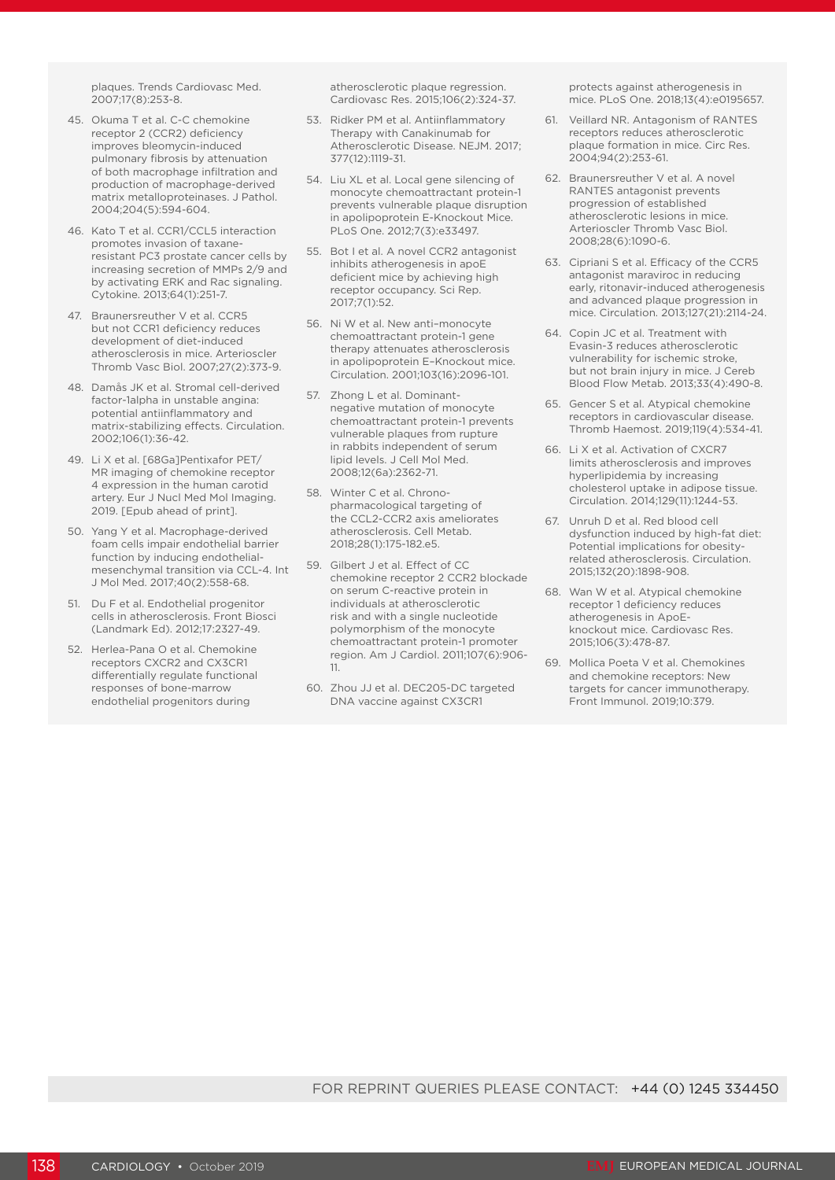plaques. Trends Cardiovasc Med. 2007;17(8):253-8.

45. Okuma T et al. C-C chemokine receptor 2 (CCR2) deficiency improves bleomycin-induced pulmonary fibrosis by attenuation of both macrophage infiltration and production of macrophage-derived matrix metalloproteinases. J Pathol. 2004;204(5):594-604.
46. Kato T et al. CCR1/CCL5 interaction promotes invasion of taxane-resistant PC3 prostate cancer cells by increasing secretion of MMPs 2/9 and by activating ERK and Rac signaling. Cytokine. 2013;64(1):251-7.
47. Braunersreuther V et al. CCR5 but not CCR1 deficiency reduces development of diet-induced atherosclerosis in mice. Arterioscler Thromb Vasc Biol. 2007;27(2):373-9.
48. Damås JK et al. Stromal cell-derived factor-1alpha in unstable angina: potential antiinflammatory and matrix-stabilizing effects. Circulation. 2002;106(1):36-42.
49. Li X et al. [68Ga]Pentixafor PET/MR imaging of chemokine receptor 4 expression in the human carotid artery. Eur J Nucl Med Mol Imaging. 2019. [Epub ahead of print].
50. Yang Y et al. Macrophage-derived foam cells impair endothelial barrier function by inducing endothelial-mesenchymal transition via CCL-4. Int J Mol Med. 2017;40(2):558-68.
51. Du F et al. Endothelial progenitor cells in atherosclerosis. Front Biosci (Landmark Ed). 2012;17:2327-49.
52. Herlea-Pana O et al. Chemokine receptors CXCR2 and CX3CR1 differentially regulate functional responses of bone-marrow endothelial progenitors during atherosclerotic plaque regression. Cardiovasc Res. 2015;106(2):324-37.
53. Ridker PM et al. Antiinflammatory Therapy with Canakinumab for Atherosclerotic Disease. NEJM. 2017; 377(12):1119-31.
54. Liu XL et al. Local gene silencing of monocyte chemoattractant protein-1 prevents vulnerable plaque disruption in apolipoprotein E-Knockout Mice. PLoS One. 2012;7(3):e33497.
55. Bot I et al. A novel CCR2 antagonist inhibits atherogenesis in apoE deficient mice by achieving high receptor occupancy. Sci Rep. 2017;7(1):52.
56. Ni W et al. New anti–monocyte chemoattractant protein-1 gene therapy attenuates atherosclerosis in apolipoprotein E–Knockout mice. Circulation. 2001;103(16):2096-101.
57. Zhong L et al. Dominant-negative mutation of monocyte chemoattractant protein-1 prevents vulnerable plaques from rupture in rabbits independent of serum lipid levels. J Cell Mol Med. 2008;12(6a):2362-71.
58. Winter C et al. Chrono-pharmacological targeting of the CCL2-CCR2 axis ameliorates atherosclerosis. Cell Metab. 2018;28(1):175-182.e5.
59. Gilbert J et al. Effect of CC chemokine receptor 2 CCR2 blockade on serum C-reactive protein in individuals at atherosclerotic risk and with a single nucleotide polymorphism of the monocyte chemoattractant protein-1 promoter region. Am J Cardiol. 2011;107(6):906-11.
60. Zhou JJ et al. DEC205-DC targeted DNA vaccine against CX3CR1 protects against atherogenesis in mice. PLoS One. 2018;13(4):e0195657.
61. Veillard NR. Antagonism of RANTES receptors reduces atherosclerotic plaque formation in mice. Circ Res. 2004;94(2):253-61.
62. Braunersreuther V et al. A novel RANTES antagonist prevents progression of established atherosclerotic lesions in mice. Arterioscler Thromb Vasc Biol. 2008;28(6):1090-6.
63. Cipriani S et al. Efficacy of the CCR5 antagonist maraviroc in reducing early, ritonavir-induced atherogenesis and advanced plaque progression in mice. Circulation. 2013;127(21):2114-24.
64. Copin JC et al. Treatment with Evasin-3 reduces atherosclerotic vulnerability for ischemic stroke, but not brain injury in mice. J Cereb Blood Flow Metab. 2013;33(4):490-8.
65. Gencer S et al. Atypical chemokine receptors in cardiovascular disease. Thromb Haemost. 2019;119(4):534-41.
66. Li X et al. Activation of CXCR7 limits atherosclerosis and improves hyperlipidemia by increasing cholesterol uptake in adipose tissue. Circulation. 2014;129(11):1244-53.
67. Unruh D et al. Red blood cell dysfunction induced by high-fat diet: Potential implications for obesity-related atherosclerosis. Circulation. 2015;132(20):1898-908.
68. Wan W et al. Atypical chemokine receptor 1 deficiency reduces atherogenesis in ApoE-knockout mice. Cardiovasc Res. 2015;106(3):478-87.
69. Mollica Poeta V et al. Chemokines and chemokine receptors: New targets for cancer immunotherapy. Front Immunol. 2019;10:379.

FOR REPRINT QUERIES PLEASE CONTACT: +44 (0) 1245 334450